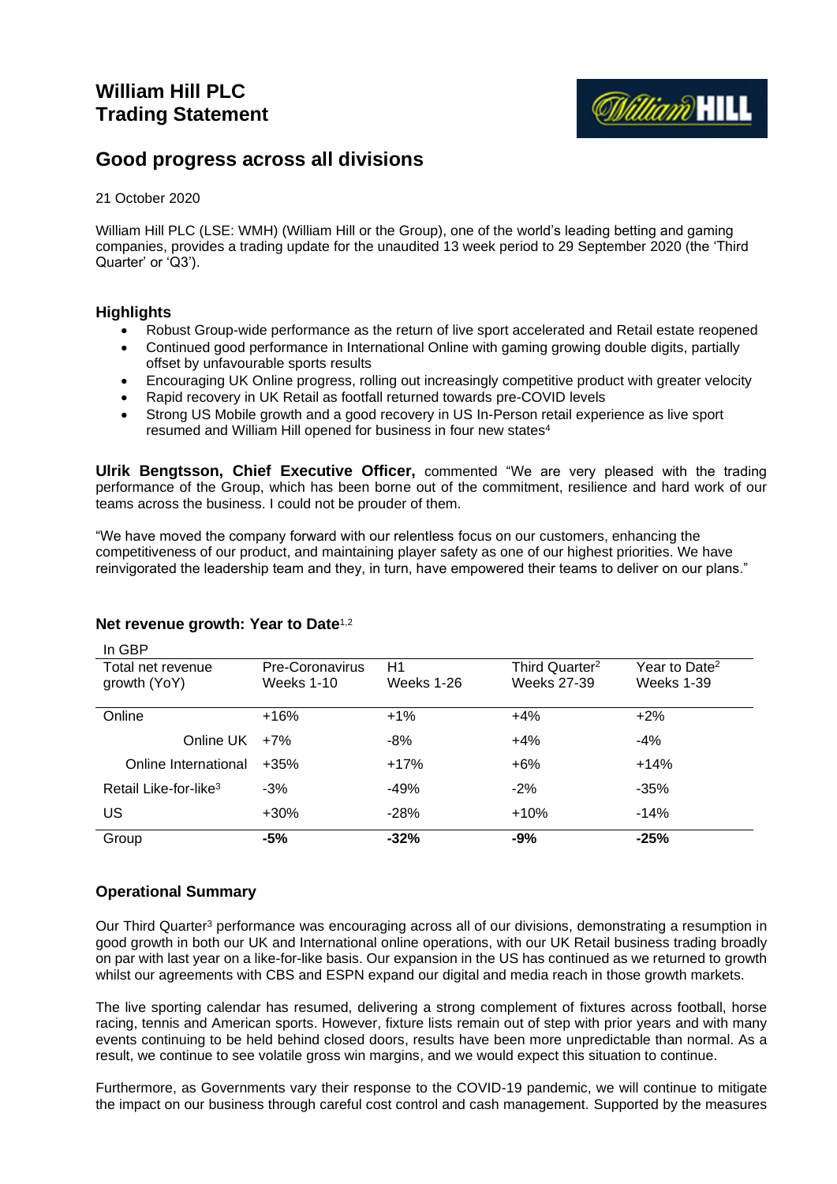# William Hill PLC
# Trading Statement

## Good progress across all divisions

21 October 2020

William Hill PLC (LSE: WMH) (William Hill or the Group), one of the world's leading betting and gaming companies, provides a trading update for the unaudited 13 week period to 29 September 2020 (the 'Third Quarter' or 'Q3').

### Highlights

- Robust Group-wide performance as the return of live sport accelerated and Retail estate reopened
- Continued good performance in International Online with gaming growing double digits, partially offset by unfavourable sports results
- Encouraging UK Online progress, rolling out increasingly competitive product with greater velocity
- Rapid recovery in UK Retail as footfall returned towards pre-COVID levels
- Strong US Mobile growth and a good recovery in US In-Person retail experience as live sport resumed and William Hill opened for business in four new states[4]

**Ulrik Bengtsson, Chief Executive Officer,** commented "We are very pleased with the trading performance of the Group, which has been borne out of the commitment, resilience and hard work of our teams across the business. I could not be prouder of them.

"We have moved the company forward with our relentless focus on our customers, enhancing the competitiveness of our product, and maintaining player safety as one of our highest priorities. We have reinvigorated the leadership team and they, in turn, have empowered their teams to deliver on our plans."

### Net revenue growth: Year to Date[1,2]

In GBP

| Total net revenue growth (YoY) | Pre-Coronavirus Weeks 1-10 | H1 Weeks 1-26 | Third Quarter[2] Weeks 27-39 | Year to Date[2] Weeks 1-39 |
|---|---|---|---|---|
| Online | +16% | +1% | +4% | +2% |
| Online UK | +7% | -8% | +4% | -4% |
| Online International | +35% | +17% | +6% | +14% |
| Retail Like-for-like[3] | -3% | -49% | -2% | -35% |
| US | +30% | -28% | +10% | -14% |
| Group | **-5%** | **-32%** | **-9%** | **-25%** |

### Operational Summary

Our Third Quarter[3] performance was encouraging across all of our divisions, demonstrating a resumption in good growth in both our UK and International online operations, with our UK Retail business trading broadly on par with last year on a like-for-like basis. Our expansion in the US has continued as we returned to growth whilst our agreements with CBS and ESPN expand our digital and media reach in those growth markets.

The live sporting calendar has resumed, delivering a strong complement of fixtures across football, horse racing, tennis and American sports. However, fixture lists remain out of step with prior years and with many events continuing to be held behind closed doors, results have been more unpredictable than normal. As a result, we continue to see volatile gross win margins, and we would expect this situation to continue.

Furthermore, as Governments vary their response to the COVID-19 pandemic, we will continue to mitigate the impact on our business through careful cost control and cash management. Supported by the measures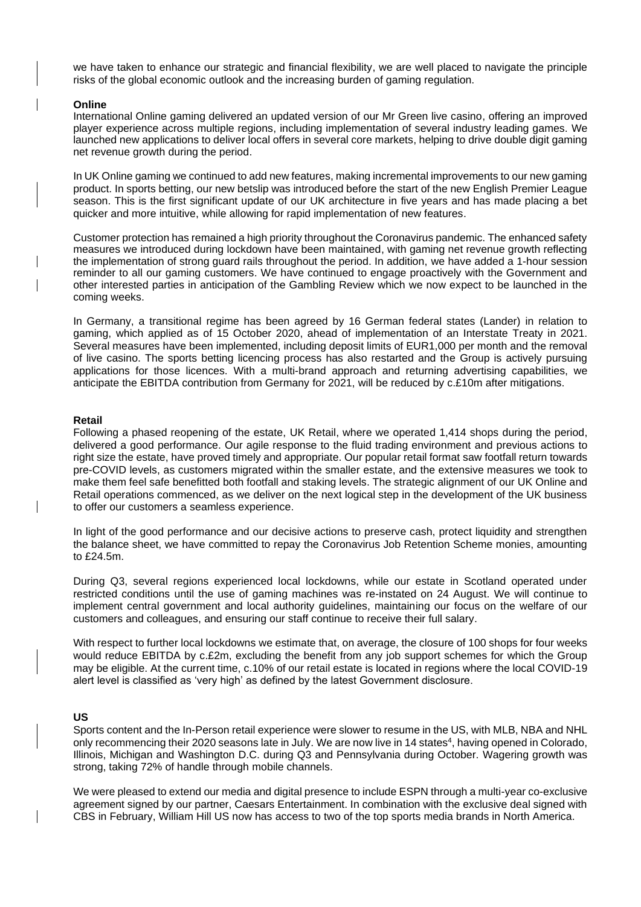we have taken to enhance our strategic and financial flexibility, we are well placed to navigate the principle risks of the global economic outlook and the increasing burden of gaming regulation.

**Online**

International Online gaming delivered an updated version of our Mr Green live casino, offering an improved player experience across multiple regions, including implementation of several industry leading games. We launched new applications to deliver local offers in several core markets, helping to drive double digit gaming net revenue growth during the period.

In UK Online gaming we continued to add new features, making incremental improvements to our new gaming product. In sports betting, our new betslip was introduced before the start of the new English Premier League season. This is the first significant update of our UK architecture in five years and has made placing a bet quicker and more intuitive, while allowing for rapid implementation of new features.

Customer protection has remained a high priority throughout the Coronavirus pandemic. The enhanced safety measures we introduced during lockdown have been maintained, with gaming net revenue growth reflecting the implementation of strong guard rails throughout the period. In addition, we have added a 1-hour session reminder to all our gaming customers. We have continued to engage proactively with the Government and other interested parties in anticipation of the Gambling Review which we now expect to be launched in the coming weeks.

In Germany, a transitional regime has been agreed by 16 German federal states (Lander) in relation to gaming, which applied as of 15 October 2020, ahead of implementation of an Interstate Treaty in 2021. Several measures have been implemented, including deposit limits of EUR1,000 per month and the removal of live casino. The sports betting licencing process has also restarted and the Group is actively pursuing applications for those licences. With a multi-brand approach and returning advertising capabilities, we anticipate the EBITDA contribution from Germany for 2021, will be reduced by c.£10m after mitigations.

**Retail**

Following a phased reopening of the estate, UK Retail, where we operated 1,414 shops during the period, delivered a good performance. Our agile response to the fluid trading environment and previous actions to right size the estate, have proved timely and appropriate. Our popular retail format saw footfall return towards pre-COVID levels, as customers migrated within the smaller estate, and the extensive measures we took to make them feel safe benefitted both footfall and staking levels. The strategic alignment of our UK Online and Retail operations commenced, as we deliver on the next logical step in the development of the UK business to offer our customers a seamless experience.

In light of the good performance and our decisive actions to preserve cash, protect liquidity and strengthen the balance sheet, we have committed to repay the Coronavirus Job Retention Scheme monies, amounting to £24.5m.

During Q3, several regions experienced local lockdowns, while our estate in Scotland operated under restricted conditions until the use of gaming machines was re-instated on 24 August. We will continue to implement central government and local authority guidelines, maintaining our focus on the welfare of our customers and colleagues, and ensuring our staff continue to receive their full salary.

With respect to further local lockdowns we estimate that, on average, the closure of 100 shops for four weeks would reduce EBITDA by c.£2m, excluding the benefit from any job support schemes for which the Group may be eligible. At the current time, c.10% of our retail estate is located in regions where the local COVID-19 alert level is classified as 'very high' as defined by the latest Government disclosure.

**US**

Sports content and the In-Person retail experience were slower to resume in the US, with MLB, NBA and NHL only recommencing their 2020 seasons late in July. We are now live in 14 states[4], having opened in Colorado, Illinois, Michigan and Washington D.C. during Q3 and Pennsylvania during October. Wagering growth was strong, taking 72% of handle through mobile channels.

We were pleased to extend our media and digital presence to include ESPN through a multi-year co-exclusive agreement signed by our partner, Caesars Entertainment. In combination with the exclusive deal signed with CBS in February, William Hill US now has access to two of the top sports media brands in North America.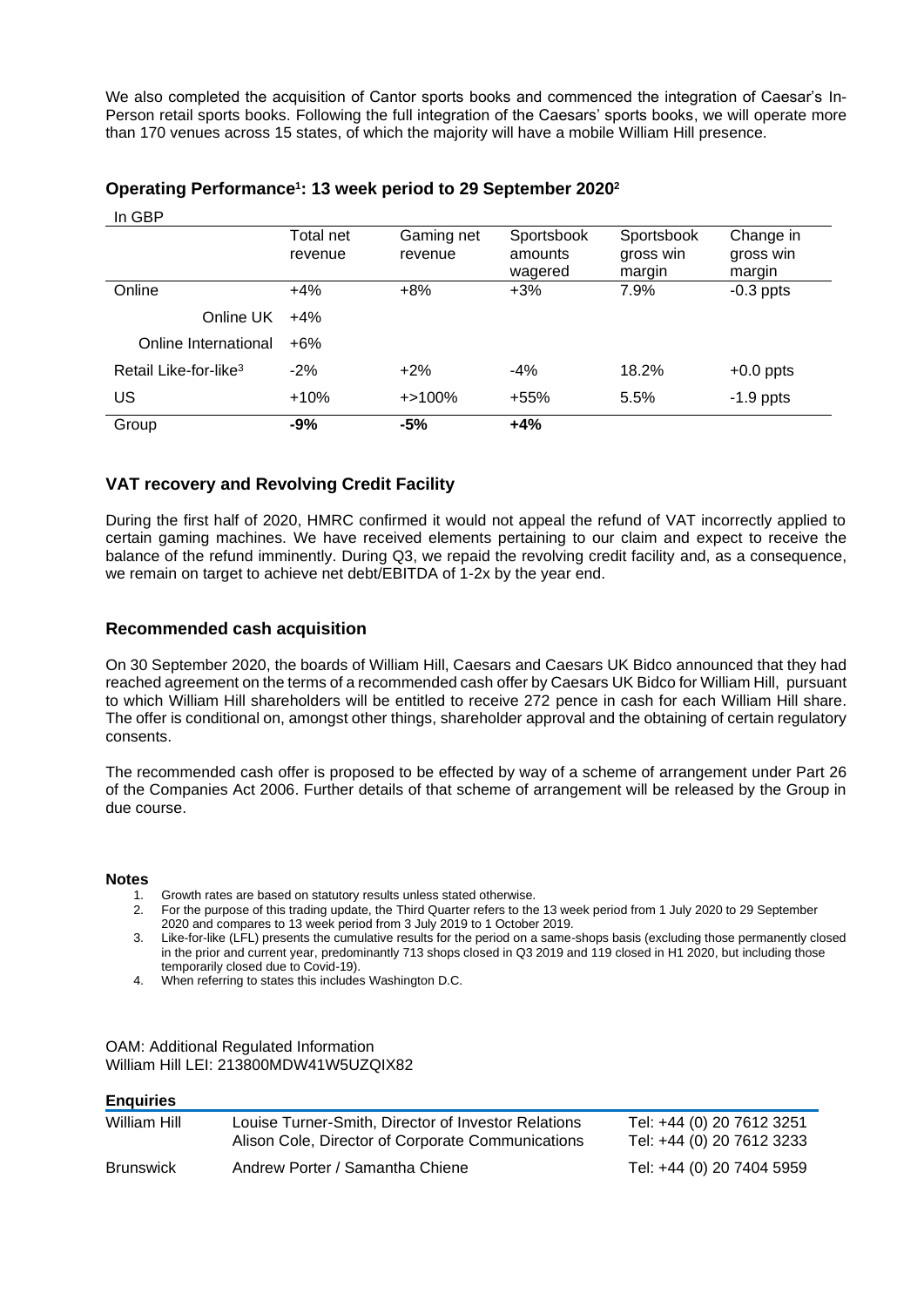We also completed the acquisition of Cantor sports books and commenced the integration of Caesar's In-Person retail sports books. Following the full integration of the Caesars' sports books, we will operate more than 170 venues across 15 states, of which the majority will have a mobile William Hill presence.

## Operating Performance[1]: 13 week period to 29 September 2020[2]

In GBP

| | Total net revenue | Gaming net revenue | Sportsbook amounts wagered | Sportsbook gross win margin | Change in gross win margin |
|---|---|---|---|---|---|
| Online | +4% | +8% | +3% | 7.9% | -0.3 ppts |
| Online UK | +4% | | | | |
| Online International | +6% | | | | |
| Retail Like-for-like[3] | -2% | +2% | -4% | 18.2% | +0.0 ppts |
| US | +10% | +>100% | +55% | 5.5% | -1.9 ppts |
| Group | **-9%** | **-5%** | **+4%** | | |

## VAT recovery and Revolving Credit Facility

During the first half of 2020, HMRC confirmed it would not appeal the refund of VAT incorrectly applied to certain gaming machines. We have received elements pertaining to our claim and expect to receive the balance of the refund imminently. During Q3, we repaid the revolving credit facility and, as a consequence, we remain on target to achieve net debt/EBITDA of 1-2x by the year end.

## Recommended cash acquisition

On 30 September 2020, the boards of William Hill, Caesars and Caesars UK Bidco announced that they had reached agreement on the terms of a recommended cash offer by Caesars UK Bidco for William Hill, pursuant to which William Hill shareholders will be entitled to receive 272 pence in cash for each William Hill share. The offer is conditional on, amongst other things, shareholder approval and the obtaining of certain regulatory consents.

The recommended cash offer is proposed to be effected by way of a scheme of arrangement under Part 26 of the Companies Act 2006. Further details of that scheme of arrangement will be released by the Group in due course.

### Notes

1. Growth rates are based on statutory results unless stated otherwise.
2. For the purpose of this trading update, the Third Quarter refers to the 13 week period from 1 July 2020 to 29 September 2020 and compares to 13 week period from 3 July 2019 to 1 October 2019.
3. Like-for-like (LFL) presents the cumulative results for the period on a same-shops basis (excluding those permanently closed in the prior and current year, predominantly 713 shops closed in Q3 2019 and 119 closed in H1 2020, but including those temporarily closed due to Covid-19).
4. When referring to states this includes Washington D.C.

OAM: Additional Regulated Information
William Hill LEI: 213800MDW41W5UZQIX82

### Enquiries

| | | |
|---|---|---|
| William Hill | Louise Turner-Smith, Director of Investor Relations<br>Alison Cole, Director of Corporate Communications | Tel: +44 (0) 20 7612 3251<br>Tel: +44 (0) 20 7612 3233 |
| Brunswick | Andrew Porter / Samantha Chiene | Tel: +44 (0) 20 7404 5959 |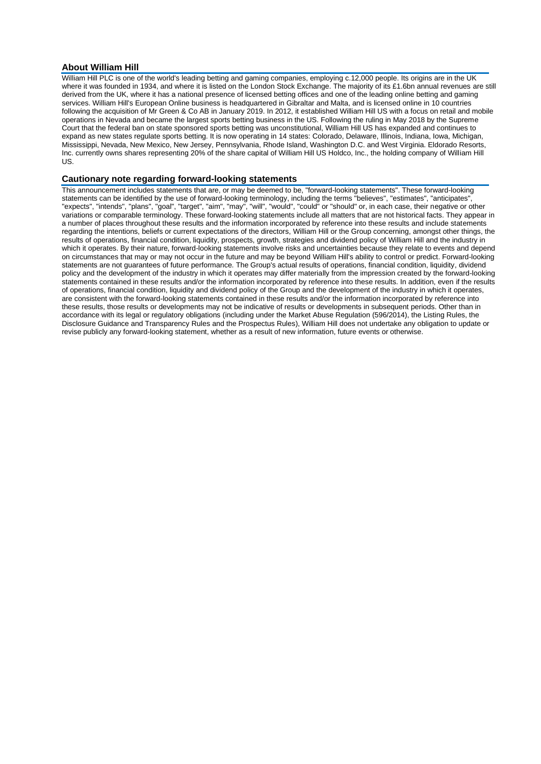## About William Hill

William Hill PLC is one of the world's leading betting and gaming companies, employing c.12,000 people. Its origins are in the UK where it was founded in 1934, and where it is listed on the London Stock Exchange. The majority of its £1.6bn annual revenues are still derived from the UK, where it has a national presence of licensed betting offices and one of the leading online betting and gaming services. William Hill's European Online business is headquartered in Gibraltar and Malta, and is licensed online in 10 countries following the acquisition of Mr Green & Co AB in January 2019. In 2012, it established William Hill US with a focus on retail and mobile operations in Nevada and became the largest sports betting business in the US. Following the ruling in May 2018 by the Supreme Court that the federal ban on state sponsored sports betting was unconstitutional, William Hill US has expanded and continues to expand as new states regulate sports betting. It is now operating in 14 states: Colorado, Delaware, Illinois, Indiana, Iowa, Michigan, Mississippi, Nevada, New Mexico, New Jersey, Pennsylvania, Rhode Island, Washington D.C. and West Virginia. Eldorado Resorts, Inc. currently owns shares representing 20% of the share capital of William Hill US Holdco, Inc., the holding company of William Hill US.

## Cautionary note regarding forward-looking statements

This announcement includes statements that are, or may be deemed to be, "forward-looking statements". These forward-looking statements can be identified by the use of forward-looking terminology, including the terms "believes", "estimates", "anticipates", "expects", "intends", "plans", "goal", "target", "aim", "may", "will", "would", "could" or "should" or, in each case, their negative or other variations or comparable terminology. These forward-looking statements include all matters that are not historical facts. They appear in a number of places throughout these results and the information incorporated by reference into these results and include statements regarding the intentions, beliefs or current expectations of the directors, William Hill or the Group concerning, amongst other things, the results of operations, financial condition, liquidity, prospects, growth, strategies and dividend policy of William Hill and the industry in which it operates. By their nature, forward-looking statements involve risks and uncertainties because they relate to events and depend on circumstances that may or may not occur in the future and may be beyond William Hill's ability to control or predict. Forward-looking statements are not guarantees of future performance. The Group's actual results of operations, financial condition, liquidity, dividend policy and the development of the industry in which it operates may differ materially from the impression created by the forward-looking statements contained in these results and/or the information incorporated by reference into these results. In addition, even if the results of operations, financial condition, liquidity and dividend policy of the Group and the development of the industry in which it operates, are consistent with the forward-looking statements contained in these results and/or the information incorporated by reference into these results, those results or developments may not be indicative of results or developments in subsequent periods. Other than in accordance with its legal or regulatory obligations (including under the Market Abuse Regulation (596/2014), the Listing Rules, the Disclosure Guidance and Transparency Rules and the Prospectus Rules), William Hill does not undertake any obligation to update or revise publicly any forward-looking statement, whether as a result of new information, future events or otherwise.